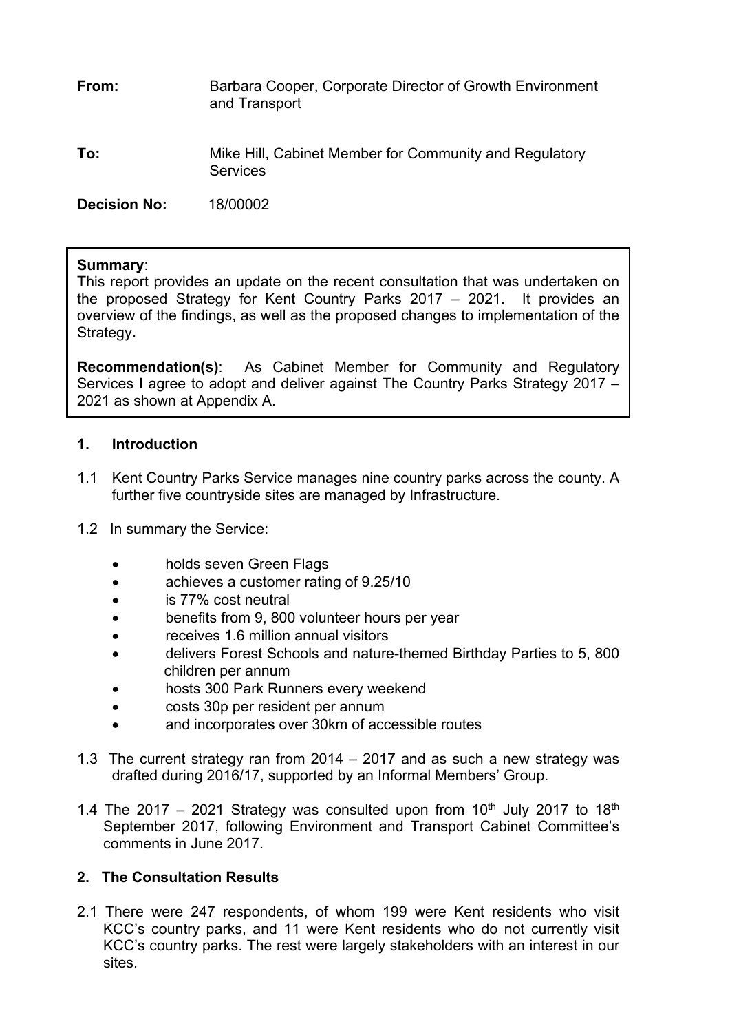**From:** Barbara Cooper, Corporate Director of Growth Environment and Transport

**To:** Mike Hill, Cabinet Member for Community and Regulatory Services

**Decision No:** 18/00002

**Summary**:
This report provides an update on the recent consultation that was undertaken on the proposed Strategy for Kent Country Parks 2017 – 2021. It provides an overview of the findings, as well as the proposed changes to implementation of the Strategy**.**

**Recommendation(s)**: As Cabinet Member for Community and Regulatory Services I agree to adopt and deliver against The Country Parks Strategy 2017 – 2021 as shown at Appendix A.

## 1. Introduction

1.1 Kent Country Parks Service manages nine country parks across the county. A further five countryside sites are managed by Infrastructure.

1.2 In summary the Service:

- holds seven Green Flags
- achieves a customer rating of 9.25/10
- is 77% cost neutral
- benefits from 9, 800 volunteer hours per year
- receives 1.6 million annual visitors
- delivers Forest Schools and nature-themed Birthday Parties to 5, 800 children per annum
- hosts 300 Park Runners every weekend
- costs 30p per resident per annum
- and incorporates over 30km of accessible routes

1.3 The current strategy ran from 2014 – 2017 and as such a new strategy was drafted during 2016/17, supported by an Informal Members' Group.

1.4 The 2017 – 2021 Strategy was consulted upon from 10th July 2017 to 18th September 2017, following Environment and Transport Cabinet Committee's comments in June 2017.

## 2. The Consultation Results

2.1 There were 247 respondents, of whom 199 were Kent residents who visit KCC's country parks, and 11 were Kent residents who do not currently visit KCC's country parks. The rest were largely stakeholders with an interest in our sites.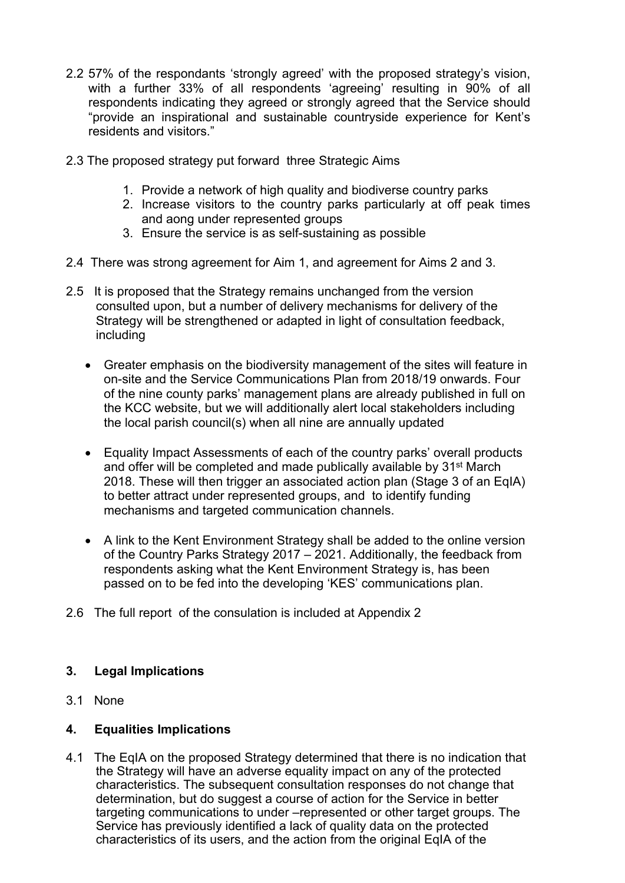2.2 57% of the respondants ‘strongly agreed’ with the proposed strategy’s vision, with a further 33% of all respondents ‘agreeing’ resulting in 90% of all respondents indicating they agreed or strongly agreed that the Service should “provide an inspirational and sustainable countryside experience for Kent’s residents and visitors.”

2.3 The proposed strategy put forward three Strategic Aims

1. Provide a network of high quality and biodiverse country parks
2. Increase visitors to the country parks particularly at off peak times and aong under represented groups
3. Ensure the service is as self-sustaining as possible

2.4 There was strong agreement for Aim 1, and agreement for Aims 2 and 3.

2.5 It is proposed that the Strategy remains unchanged from the version consulted upon, but a number of delivery mechanisms for delivery of the Strategy will be strengthened or adapted in light of consultation feedback, including

- Greater emphasis on the biodiversity management of the sites will feature in on-site and the Service Communications Plan from 2018/19 onwards. Four of the nine county parks’ management plans are already published in full on the KCC website, but we will additionally alert local stakeholders including the local parish council(s) when all nine are annually updated

- Equality Impact Assessments of each of the country parks’ overall products and offer will be completed and made publically available by 31st March 2018. These will then trigger an associated action plan (Stage 3 of an EqIA) to better attract under represented groups, and to identify funding mechanisms and targeted communication channels.

- A link to the Kent Environment Strategy shall be added to the online version of the Country Parks Strategy 2017 – 2021. Additionally, the feedback from respondents asking what the Kent Environment Strategy is, has been passed on to be fed into the developing ‘KES’ communications plan.

2.6 The full report of the consulation is included at Appendix 2

## 3. Legal Implications

3.1 None

## 4. Equalities Implications

4.1 The EqIA on the proposed Strategy determined that there is no indication that the Strategy will have an adverse equality impact on any of the protected characteristics. The subsequent consultation responses do not change that determination, but do suggest a course of action for the Service in better targeting communications to under –represented or other target groups. The Service has previously identified a lack of quality data on the protected characteristics of its users, and the action from the original EqIA of the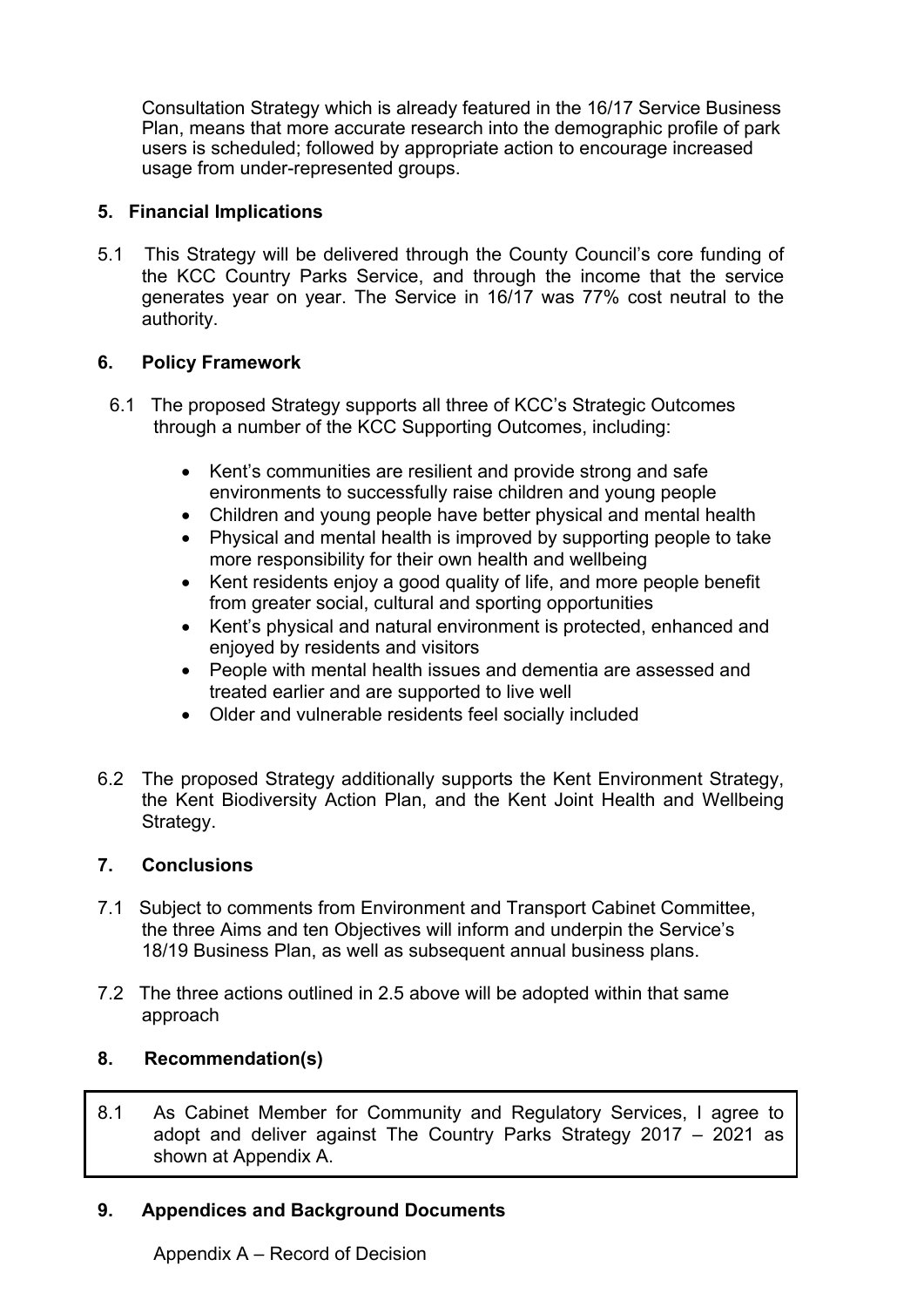Consultation Strategy which is already featured in the 16/17 Service Business Plan, means that more accurate research into the demographic profile of park users is scheduled; followed by appropriate action to encourage increased usage from under-represented groups.

## 5. Financial Implications

5.1 This Strategy will be delivered through the County Council's core funding of the KCC Country Parks Service, and through the income that the service generates year on year. The Service in 16/17 was 77% cost neutral to the authority.

## 6. Policy Framework

6.1 The proposed Strategy supports all three of KCC's Strategic Outcomes through a number of the KCC Supporting Outcomes, including:

- Kent's communities are resilient and provide strong and safe environments to successfully raise children and young people
- Children and young people have better physical and mental health
- Physical and mental health is improved by supporting people to take more responsibility for their own health and wellbeing
- Kent residents enjoy a good quality of life, and more people benefit from greater social, cultural and sporting opportunities
- Kent's physical and natural environment is protected, enhanced and enjoyed by residents and visitors
- People with mental health issues and dementia are assessed and treated earlier and are supported to live well
- Older and vulnerable residents feel socially included

6.2 The proposed Strategy additionally supports the Kent Environment Strategy, the Kent Biodiversity Action Plan, and the Kent Joint Health and Wellbeing Strategy.

## 7. Conclusions

7.1 Subject to comments from Environment and Transport Cabinet Committee, the three Aims and ten Objectives will inform and underpin the Service's 18/19 Business Plan, as well as subsequent annual business plans.

7.2 The three actions outlined in 2.5 above will be adopted within that same approach

## 8. Recommendation(s)

8.1 As Cabinet Member for Community and Regulatory Services, I agree to adopt and deliver against The Country Parks Strategy 2017 – 2021 as shown at Appendix A.

## 9. Appendices and Background Documents

Appendix A – Record of Decision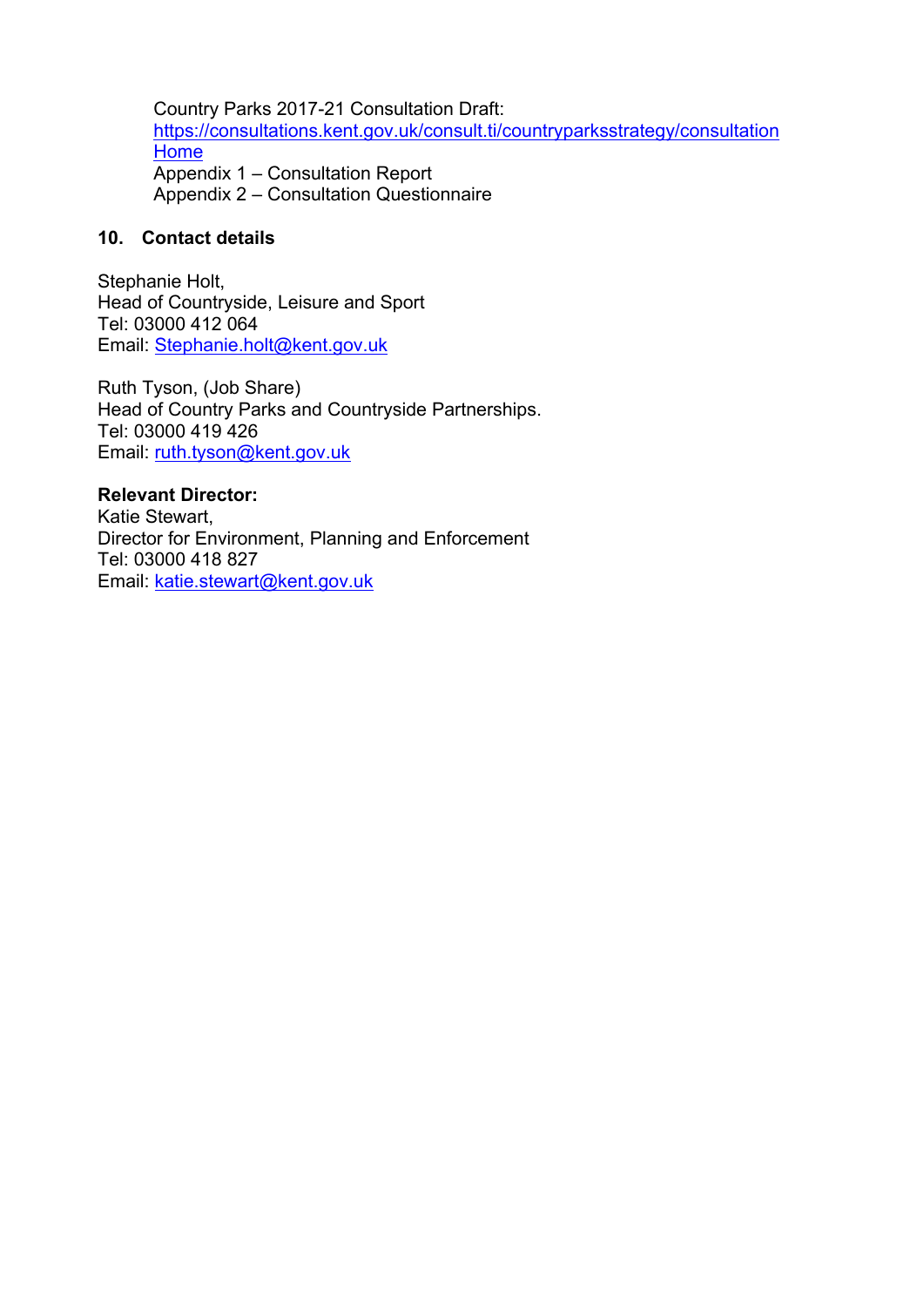Country Parks 2017-21 Consultation Draft:
https://consultations.kent.gov.uk/consult.ti/countryparksstrategy/consultationHome
Appendix 1 – Consultation Report
Appendix 2 – Consultation Questionnaire

## 10. Contact details

Stephanie Holt,
Head of Countryside, Leisure and Sport
Tel: 03000 412 064
Email: Stephanie.holt@kent.gov.uk

Ruth Tyson, (Job Share)
Head of Country Parks and Countryside Partnerships.
Tel: 03000 419 426
Email: ruth.tyson@kent.gov.uk

**Relevant Director:**
Katie Stewart,
Director for Environment, Planning and Enforcement
Tel: 03000 418 827
Email: katie.stewart@kent.gov.uk